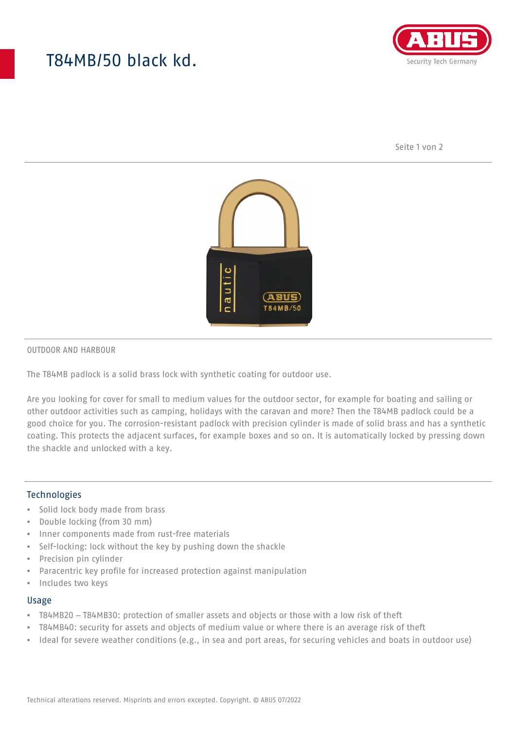# T84MB/50 black kd.

OUTDOOR AND HARBOUR

The T84MB padlock is a solid brass lock with synthetic coating for outdoor use.

Are you looking for cover for small to medium values for the outdoor sector, for example for boating and sailing or other outdoor activities such as camping, holidays with the caravan and more? Then the T84MB padlock could be a good choice for you. The corrosion-resistant padlock with precision cylinder is made of solid brass and has a synthetic coating. This protects the adjacent surfaces, for example boxes and so on. It is automatically locked by pressing down the shackle and unlocked with a key.

## Technologies

- Solid lock body made from brass
- Double locking (from 30 mm)
- Inner components made from rust-free materials
- Self-locking: lock without the key by pushing down the shackle
- Precision pin cylinder
- Paracentric key profile for increased protection against manipulation
- Includes two keys

## Usage

- T84MB20 – T84MB30: protection of smaller assets and objects or those with a low risk of theft
- T84MB40: security for assets and objects of medium value or where there is an average risk of theft
- Ideal for severe weather conditions (e.g., in sea and port areas, for securing vehicles and boats in outdoor use)

Technical alterations reserved. Misprints and errors excepted. Copyright. © ABUS 07/2022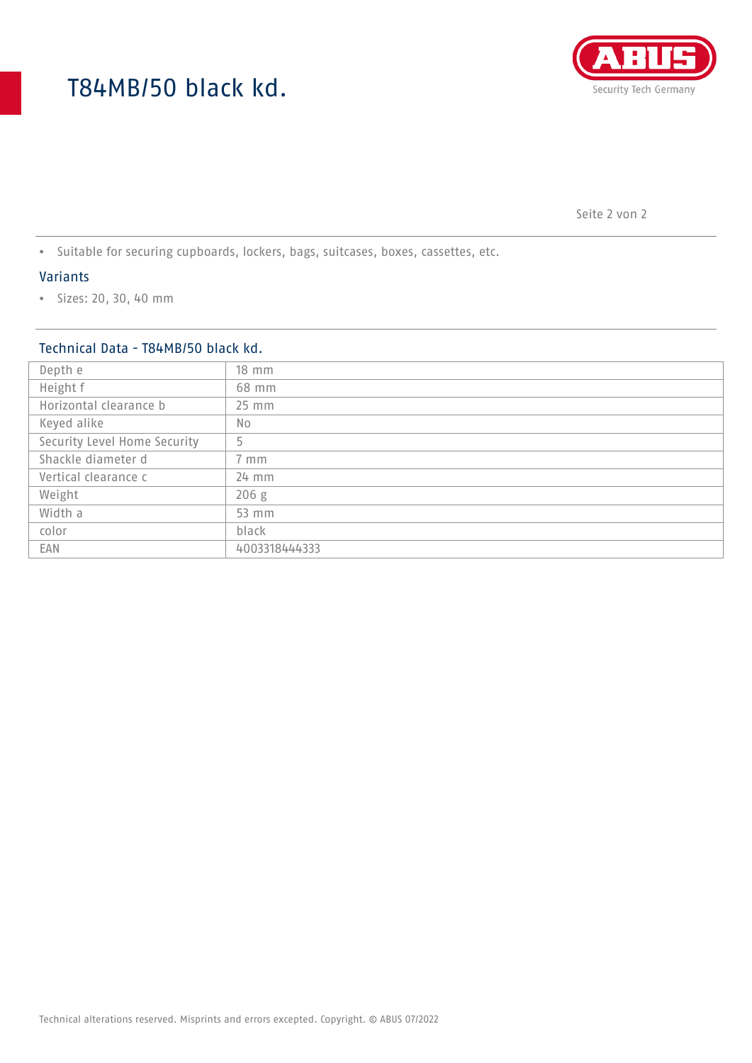# T84MB/50 black kd.

- Suitable for securing cupboards, lockers, bags, suitcases, boxes, cassettes, etc.

## Variants

- Sizes: 20, 30, 40 mm

## Technical Data - T84MB/50 black kd.

| | |
|---|---|
| Depth e | 18 mm |
| Height f | 68 mm |
| Horizontal clearance b | 25 mm |
| Keyed alike | No |
| Security Level Home Security | 5 |
| Shackle diameter d | 7 mm |
| Vertical clearance c | 24 mm |
| Weight | 206 g |
| Width a | 53 mm |
| color | black |
| EAN | 4003318444333 |

Technical alterations reserved. Misprints and errors excepted. Copyright. © ABUS 07/2022